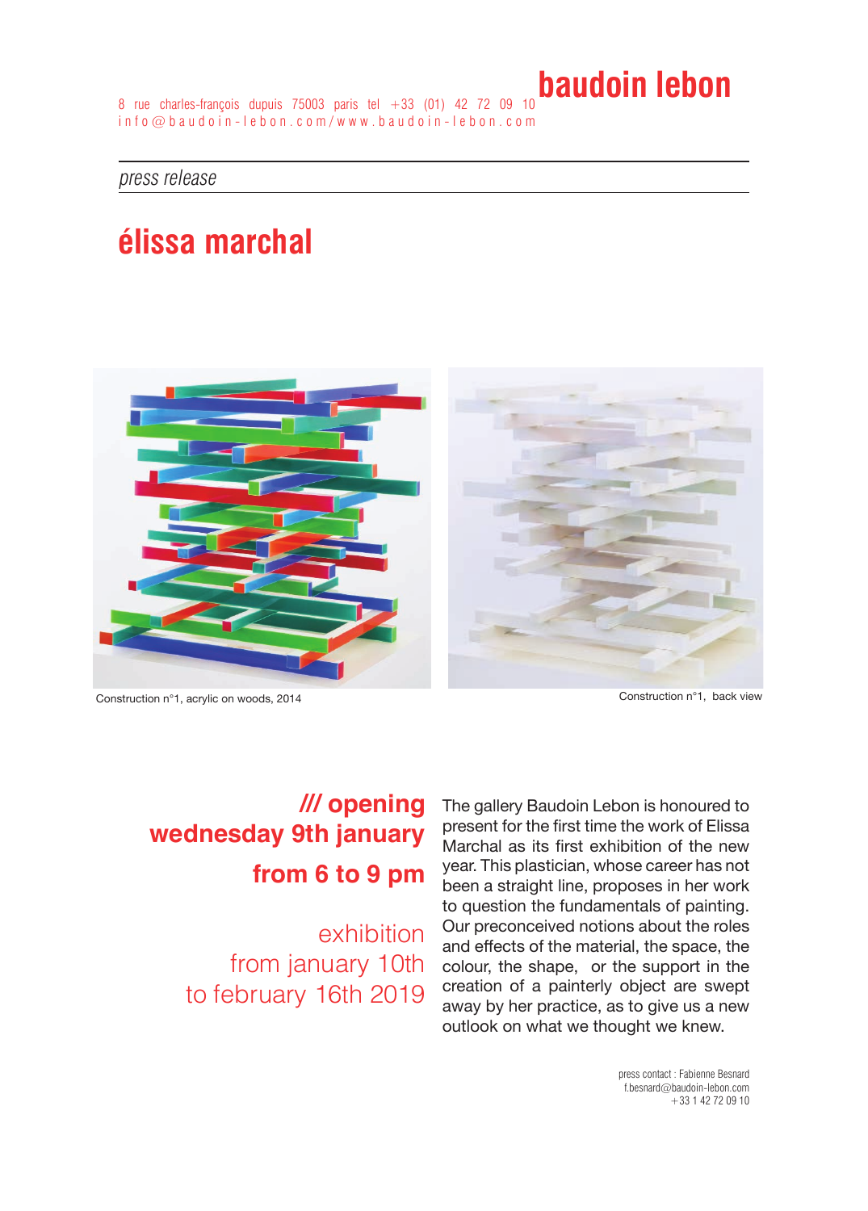**baudoin lebon**

8 rue charles-françois dupuis 75003 paris tel +33 (01) 42 72 09 10
info@baudoin-lebon.com/www.baudoin-lebon.com

*press release*

# élissa marchal

Construction n°1, acrylic on woods, 2014

Construction n°1, back view

**/// opening**
**wednesday 9th january**
**from 6 to 9 pm**

exhibition
from january 10th
to february 16th 2019

The gallery Baudoin Lebon is honoured to present for the first time the work of Elissa Marchal as its first exhibition of the new year. This plastician, whose career has not been a straight line, proposes in her work to question the fundamentals of painting. Our preconceived notions about the roles and effects of the material, the space, the colour, the shape, or the support in the creation of a painterly object are swept away by her practice, as to give us a new outlook on what we thought we knew.

press contact : Fabienne Besnard
f.besnard@baudoin-lebon.com
+33 1 42 72 09 10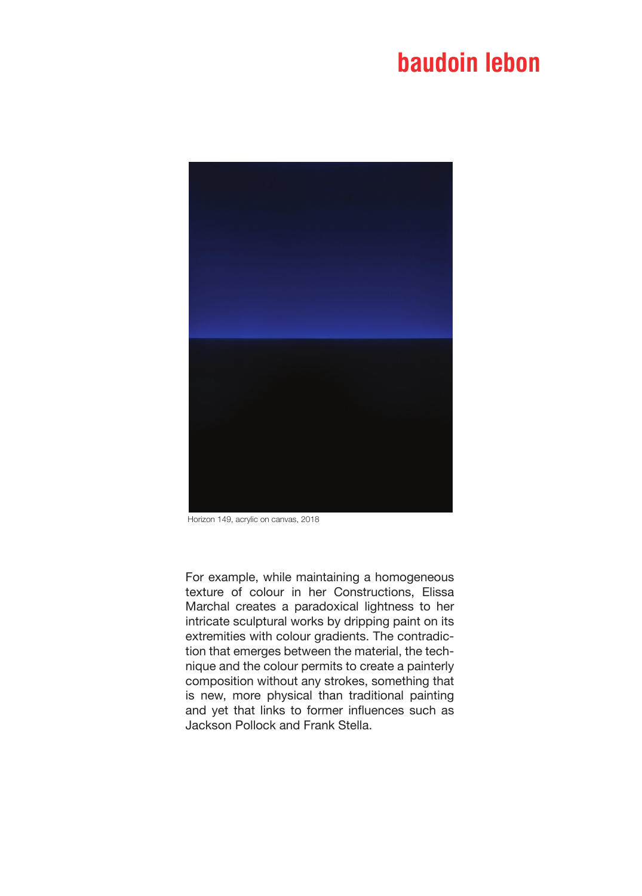Horizon 149, acrylic on canvas, 2018

For example, while maintaining a homogeneous texture of colour in her Constructions, Elissa Marchal creates a paradoxical lightness to her intricate sculptural works by dripping paint on its extremities with colour gradients. The contradiction that emerges between the material, the technique and the colour permits to create a painterly composition without any strokes, something that is new, more physical than traditional painting and yet that links to former influences such as Jackson Pollock and Frank Stella.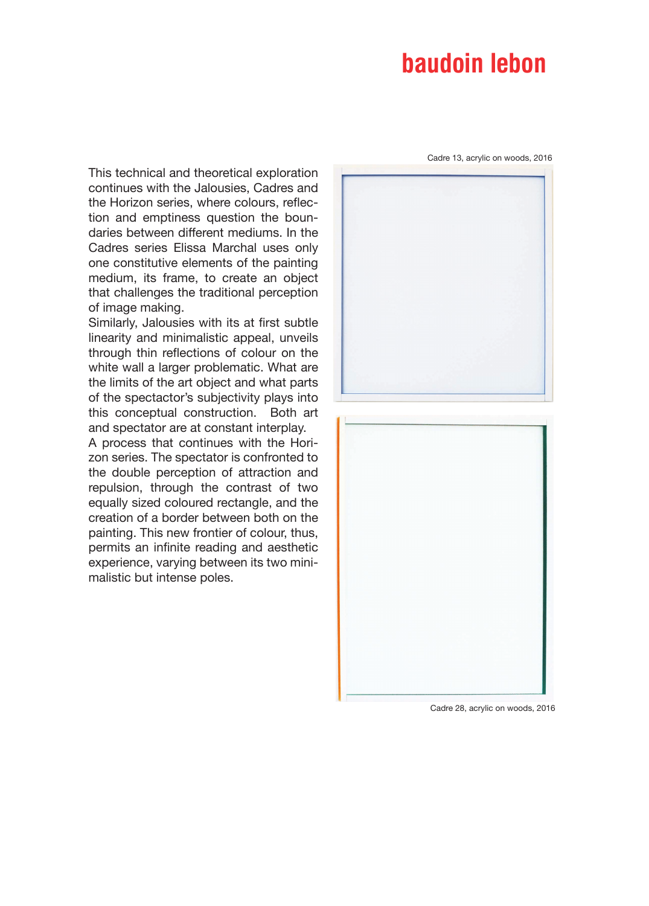This technical and theoretical exploration continues with the Jalousies, Cadres and the Horizon series, where colours, reflection and emptiness question the boundaries between different mediums. In the Cadres series Elissa Marchal uses only one constitutive elements of the painting medium, its frame, to create an object that challenges the traditional perception of image making.

Similarly, Jalousies with its at first subtle linearity and minimalistic appeal, unveils through thin reflections of colour on the white wall a larger problematic. What are the limits of the art object and what parts of the spectactor's subjectivity plays into this conceptual construction. Both art and spectator are at constant interplay.

A process that continues with the Horizon series. The spectator is confronted to the double perception of attraction and repulsion, through the contrast of two equally sized coloured rectangle, and the creation of a border between both on the painting. This new frontier of colour, thus, permits an infinite reading and aesthetic experience, varying between its two minimalistic but intense poles.

Cadre 13, acrylic on woods, 2016

Cadre 28, acrylic on woods, 2016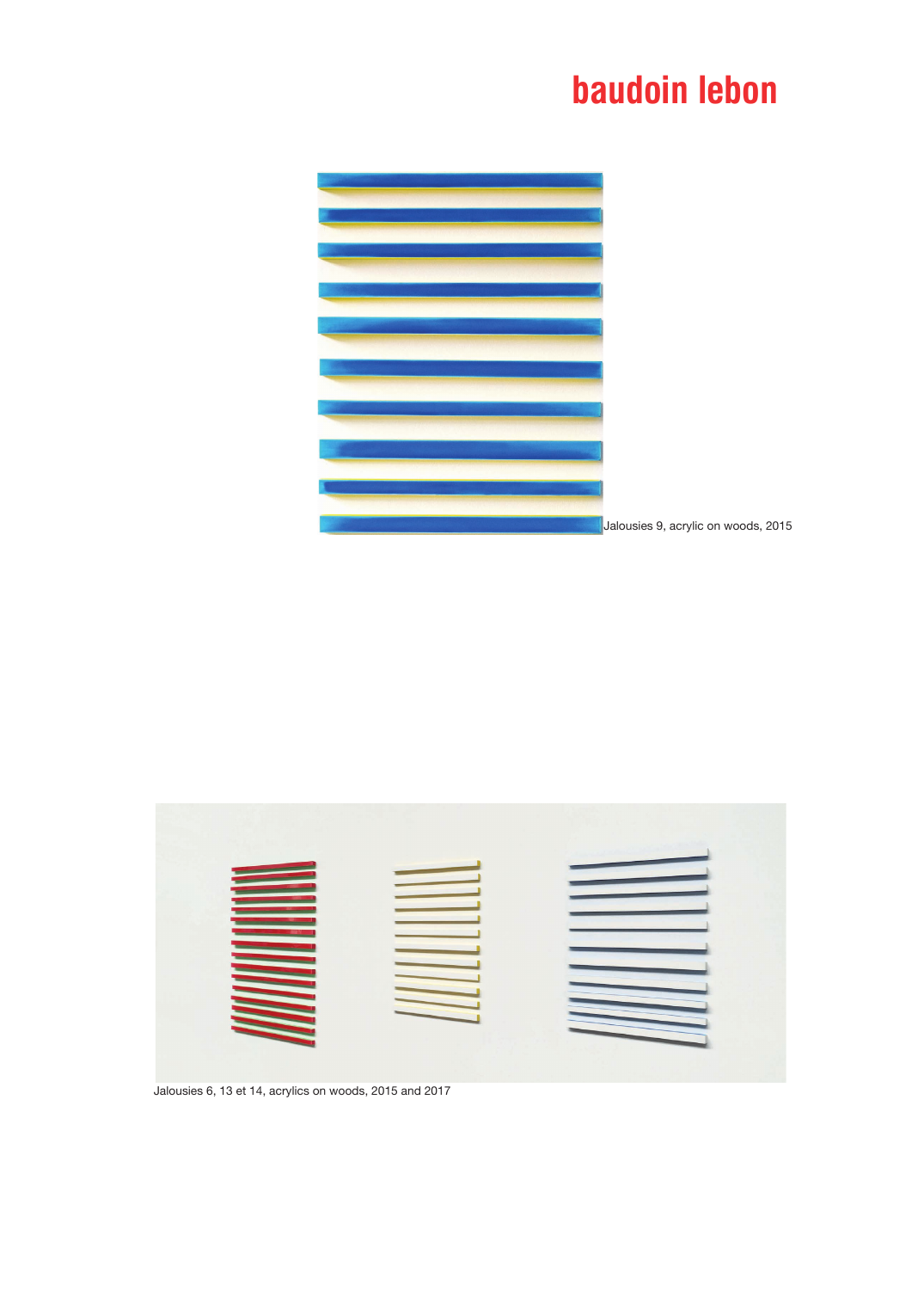Jalousies 9, acrylic on woods, 2015

Jalousies 6, 13 et 14, acrylics on woods, 2015 and 2017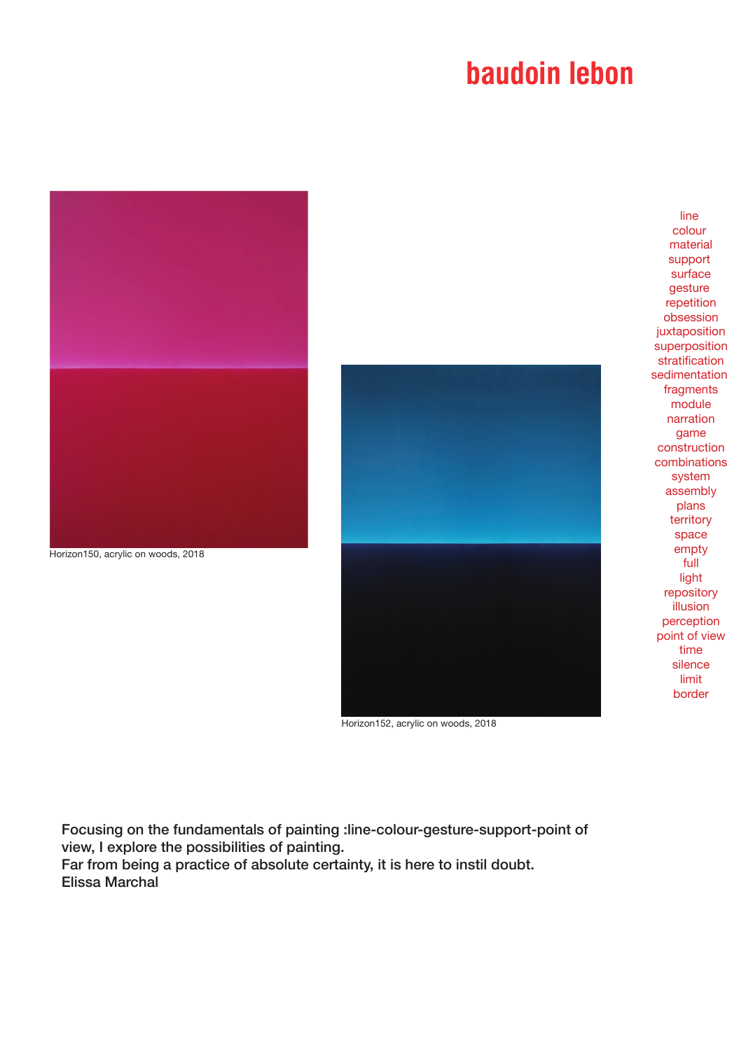# baudoin lebon

Horizon150, acrylic on woods, 2018

Horizon152, acrylic on woods, 2018

line
colour
material
support
surface
gesture
repetition
obsession
juxtaposition
superposition
stratification
sedimentation
fragments
module
narration
game
construction
combinations
system
assembly
plans
territory
space
empty
full
light
repository
illusion
perception
point of view
time
silence
limit
border

Focusing on the fundamentals of painting :line-colour-gesture-support-point of view, I explore the possibilities of painting.
Far from being a practice of absolute certainty, it is here to instil doubt.
Elissa Marchal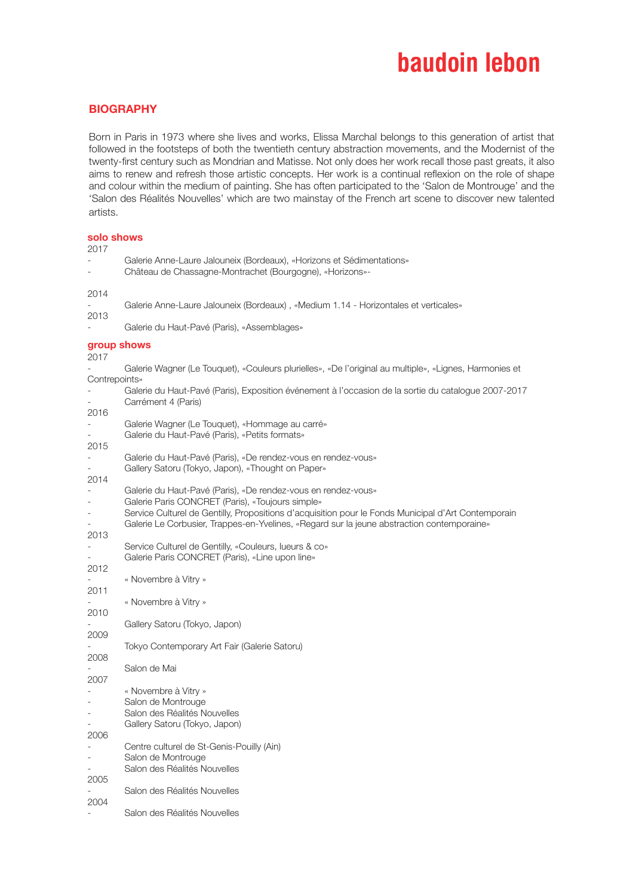# baudoin lebon

## BIOGRAPHY

Born in Paris in 1973 where she lives and works, Elissa Marchal belongs to this generation of artist that followed in the footsteps of both the twentieth century abstraction movements, and the Modernist of the twenty-first century such as Mondrian and Matisse. Not only does her work recall those past greats, it also aims to renew and refresh those artistic concepts. Her work is a continual reflexion on the role of shape and colour within the medium of painting. She has often participated to the 'Salon de Montrouge' and the 'Salon des Réalités Nouvelles' which are two mainstay of the French art scene to discover new talented artists.

### solo shows

2017

- Galerie Anne-Laure Jalouneix (Bordeaux), «Horizons et Sédimentations»
- Château de Chassagne-Montrachet (Bourgogne), «Horizons»-

2014

- Galerie Anne-Laure Jalouneix (Bordeaux) , «Medium 1.14 - Horizontales et verticales»

2013

- Galerie du Haut-Pavé (Paris), «Assemblages»

### group shows

2017

- Galerie Wagner (Le Touquet), «Couleurs plurielles», «De l'original au multiple», «Lignes, Harmonies et Contrepoints»
- Galerie du Haut-Pavé (Paris), Exposition événement à l'occasion de la sortie du catalogue 2007-2017
- Carrément 4 (Paris)

2016

- Galerie Wagner (Le Touquet), «Hommage au carré»
- Galerie du Haut-Pavé (Paris), «Petits formats»

2015

- Galerie du Haut-Pavé (Paris), «De rendez-vous en rendez-vous»
- Gallery Satoru (Tokyo, Japon), «Thought on Paper»

2014

- Galerie du Haut-Pavé (Paris), «De rendez-vous en rendez-vous»
- Galerie Paris CONCRET (Paris), «Toujours simple»
- Service Culturel de Gentilly, Propositions d'acquisition pour le Fonds Municipal d'Art Contemporain
- Galerie Le Corbusier, Trappes-en-Yvelines, «Regard sur la jeune abstraction contemporaine»

2013

- Service Culturel de Gentilly, «Couleurs, lueurs & co»
- Galerie Paris CONCRET (Paris), «Line upon line»

2012

- « Novembre à Vitry »

2011

- « Novembre à Vitry »

2010

- Gallery Satoru (Tokyo, Japon)

2009

- Tokyo Contemporary Art Fair (Galerie Satoru)

2008

- Salon de Mai

2007

- « Novembre à Vitry »
- Salon de Montrouge
- Salon des Réalités Nouvelles
- Gallery Satoru (Tokyo, Japon)

2006

- Centre culturel de St-Genis-Pouilly (Ain)
- Salon de Montrouge
- Salon des Réalités Nouvelles

2005

- Salon des Réalités Nouvelles

2004

- Salon des Réalités Nouvelles